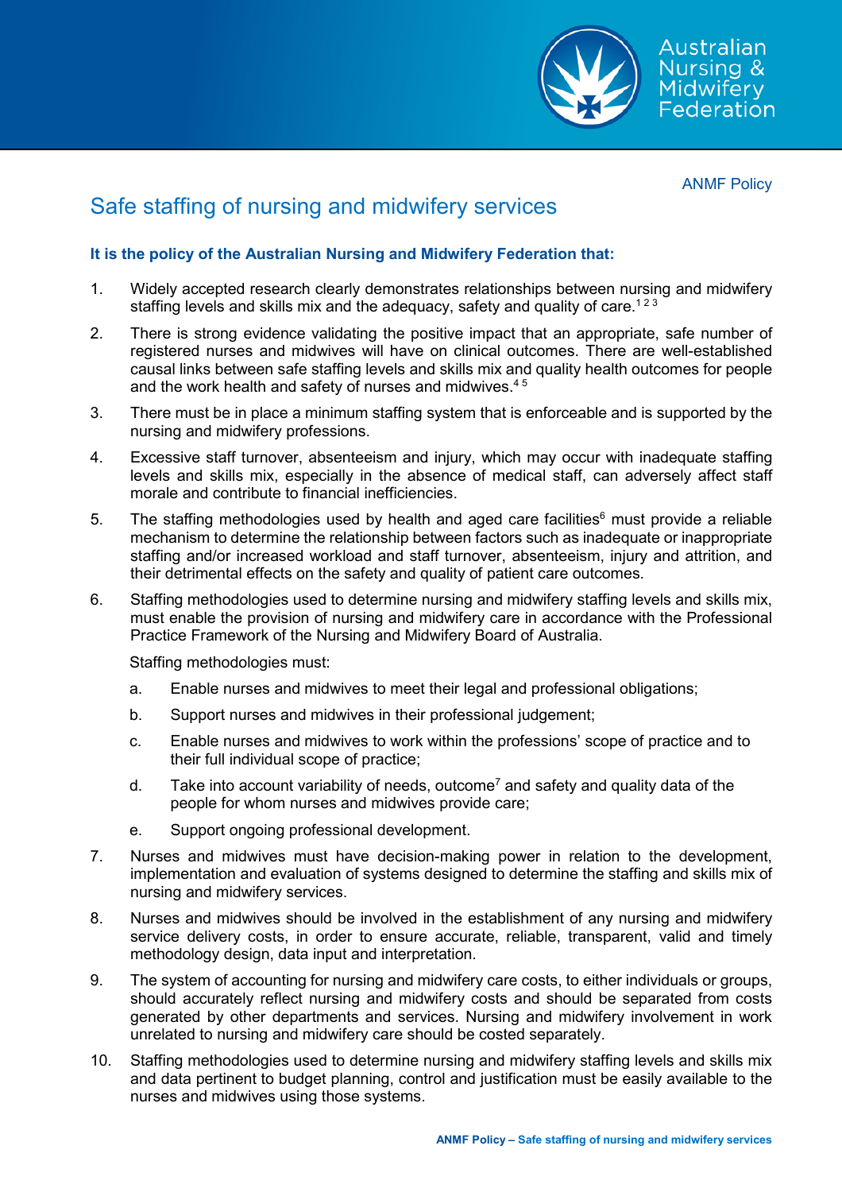ANMF Policy

# Safe staffing of nursing and midwifery services

**It is the policy of the Australian Nursing and Midwifery Federation that:**

1. Widely accepted research clearly demonstrates relationships between nursing and midwifery staffing levels and skills mix and the adequacy, safety and quality of care.[1 2 3]

2. There is strong evidence validating the positive impact that an appropriate, safe number of registered nurses and midwives will have on clinical outcomes. There are well-established causal links between safe staffing levels and skills mix and quality health outcomes for people and the work health and safety of nurses and midwives.[4 5]

3. There must be in place a minimum staffing system that is enforceable and is supported by the nursing and midwifery professions.

4. Excessive staff turnover, absenteeism and injury, which may occur with inadequate staffing levels and skills mix, especially in the absence of medical staff, can adversely affect staff morale and contribute to financial inefficiencies.

5. The staffing methodologies used by health and aged care facilities[6] must provide a reliable mechanism to determine the relationship between factors such as inadequate or inappropriate staffing and/or increased workload and staff turnover, absenteeism, injury and attrition, and their detrimental effects on the safety and quality of patient care outcomes.

6. Staffing methodologies used to determine nursing and midwifery staffing levels and skills mix, must enable the provision of nursing and midwifery care in accordance with the Professional Practice Framework of the Nursing and Midwifery Board of Australia.

   Staffing methodologies must:

   a. Enable nurses and midwives to meet their legal and professional obligations;

   b. Support nurses and midwives in their professional judgement;

   c. Enable nurses and midwives to work within the professions' scope of practice and to their full individual scope of practice;

   d. Take into account variability of needs, outcome[7] and safety and quality data of the people for whom nurses and midwives provide care;

   e. Support ongoing professional development.

7. Nurses and midwives must have decision-making power in relation to the development, implementation and evaluation of systems designed to determine the staffing and skills mix of nursing and midwifery services.

8. Nurses and midwives should be involved in the establishment of any nursing and midwifery service delivery costs, in order to ensure accurate, reliable, transparent, valid and timely methodology design, data input and interpretation.

9. The system of accounting for nursing and midwifery care costs, to either individuals or groups, should accurately reflect nursing and midwifery costs and should be separated from costs generated by other departments and services. Nursing and midwifery involvement in work unrelated to nursing and midwifery care should be costed separately.

10. Staffing methodologies used to determine nursing and midwifery staffing levels and skills mix and data pertinent to budget planning, control and justification must be easily available to the nurses and midwives using those systems.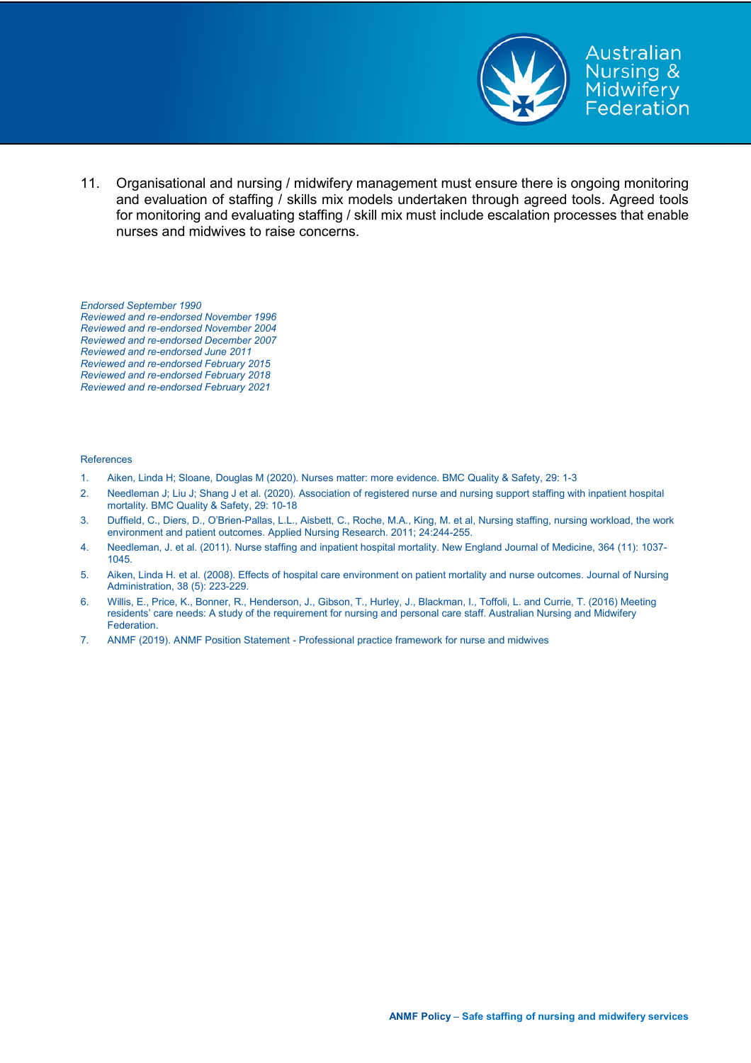11. Organisational and nursing / midwifery management must ensure there is ongoing monitoring and evaluation of staffing / skills mix models undertaken through agreed tools. Agreed tools for monitoring and evaluating staffing / skill mix must include escalation processes that enable nurses and midwives to raise concerns.

*Endorsed September 1990*
*Reviewed and re-endorsed November 1996*
*Reviewed and re-endorsed November 2004*
*Reviewed and re-endorsed December 2007*
*Reviewed and re-endorsed June 2011*
*Reviewed and re-endorsed February 2015*
*Reviewed and re-endorsed February 2018*
*Reviewed and re-endorsed February 2021*

References

1. Aiken, Linda H; Sloane, Douglas M (2020). Nurses matter: more evidence. BMC Quality & Safety, 29: 1-3
2. Needleman J; Liu J; Shang J et al. (2020). Association of registered nurse and nursing support staffing with inpatient hospital mortality. BMC Quality & Safety, 29: 10-18
3. Duffield, C., Diers, D., O'Brien-Pallas, L.L., Aisbett, C., Roche, M.A., King, M. et al, Nursing staffing, nursing workload, the work environment and patient outcomes. Applied Nursing Research. 2011; 24:244-255.
4. Needleman, J. et al. (2011). Nurse staffing and inpatient hospital mortality. New England Journal of Medicine, 364 (11): 1037-1045.
5. Aiken, Linda H. et al. (2008). Effects of hospital care environment on patient mortality and nurse outcomes. Journal of Nursing Administration, 38 (5): 223-229.
6. Willis, E., Price, K., Bonner, R., Henderson, J., Gibson, T., Hurley, J., Blackman, I., Toffoli, L. and Currie, T. (2016) Meeting residents' care needs: A study of the requirement for nursing and personal care staff. Australian Nursing and Midwifery Federation.
7. ANMF (2019). ANMF Position Statement - Professional practice framework for nurse and midwives